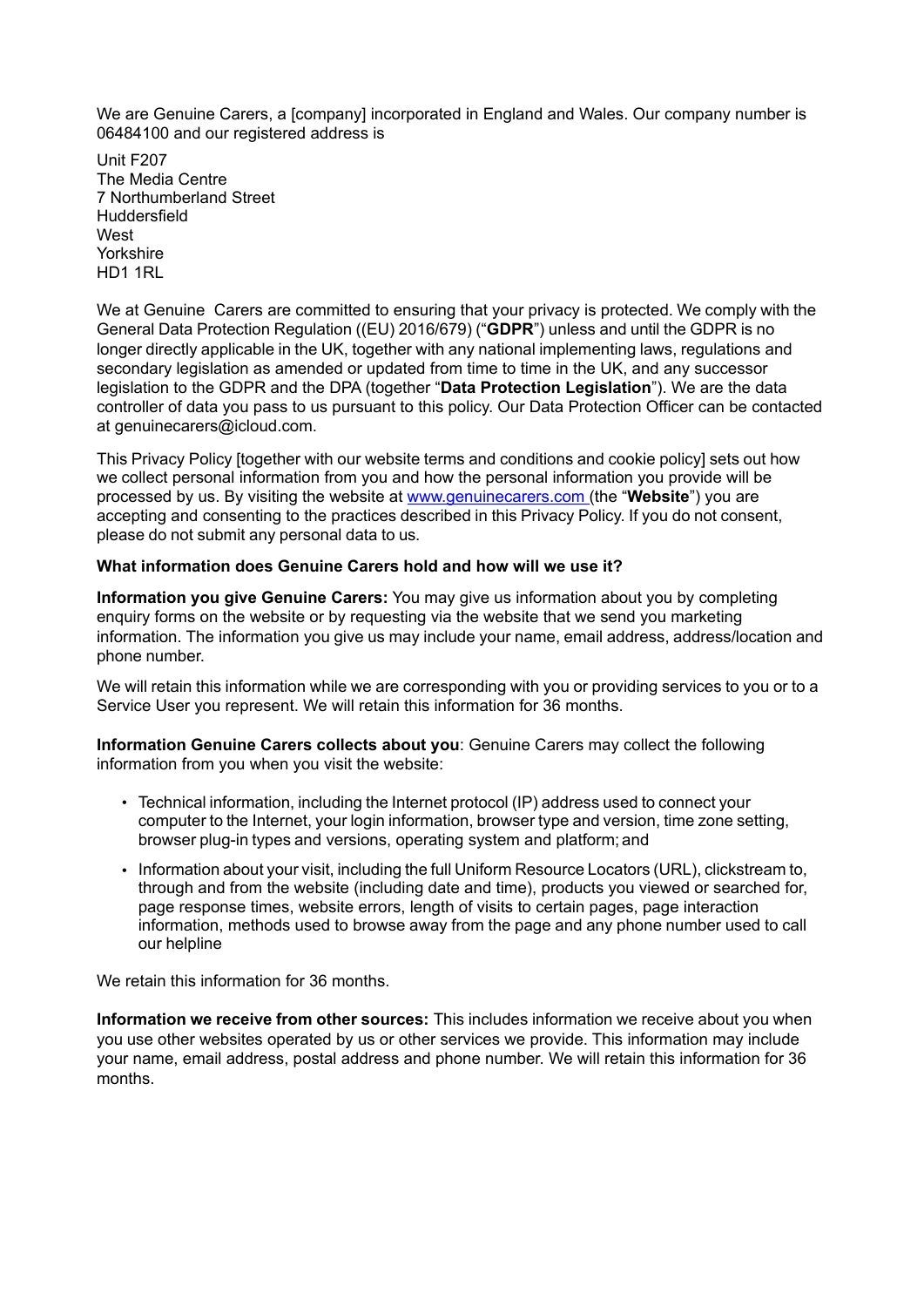We are Genuine Carers, a [company] incorporated in England and Wales. Our company number is 06484100 and our registered address is

Unit F207
The Media Centre
7 Northumberland Street
Huddersfield
West
Yorkshire
HD1 1RL

We at Genuine Carers are committed to ensuring that your privacy is protected. We comply with the General Data Protection Regulation ((EU) 2016/679) ("**GDPR**") unless and until the GDPR is no longer directly applicable in the UK, together with any national implementing laws, regulations and secondary legislation as amended or updated from time to time in the UK, and any successor legislation to the GDPR and the DPA (together "**Data Protection Legislation**"). We are the data controller of data you pass to us pursuant to this policy. Our Data Protection Officer can be contacted at genuinecarers@icloud.com.

This Privacy Policy [together with our website terms and conditions and cookie policy] sets out how we collect personal information from you and how the personal information you provide will be processed by us. By visiting the website at www.genuinecarers.com (the "**Website**") you are accepting and consenting to the practices described in this Privacy Policy. If you do not consent, please do not submit any personal data to us.

**What information does Genuine Carers hold and how will we use it?**

**Information you give Genuine Carers:** You may give us information about you by completing enquiry forms on the website or by requesting via the website that we send you marketing information. The information you give us may include your name, email address, address/location and phone number.

We will retain this information while we are corresponding with you or providing services to you or to a Service User you represent. We will retain this information for 36 months.

**Information Genuine Carers collects about you**: Genuine Carers may collect the following information from you when you visit the website:

- Technical information, including the Internet protocol (IP) address used to connect your computer to the Internet, your login information, browser type and version, time zone setting, browser plug-in types and versions, operating system and platform; and
- Information about your visit, including the full Uniform Resource Locators (URL), clickstream to, through and from the website (including date and time), products you viewed or searched for, page response times, website errors, length of visits to certain pages, page interaction information, methods used to browse away from the page and any phone number used to call our helpline

We retain this information for 36 months.

**Information we receive from other sources:** This includes information we receive about you when you use other websites operated by us or other services we provide. This information may include your name, email address, postal address and phone number. We will retain this information for 36 months.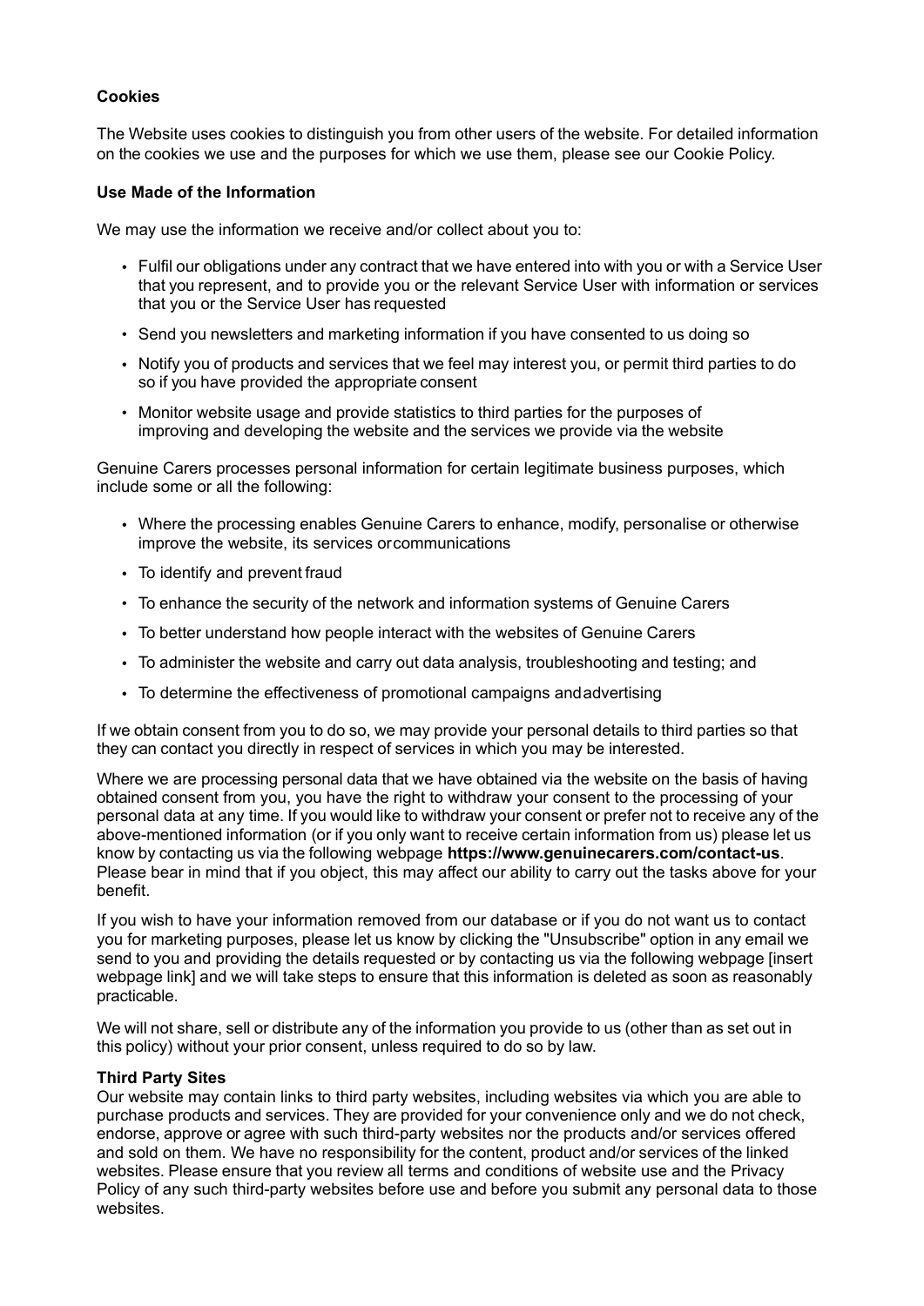**Cookies**

The Website uses cookies to distinguish you from other users of the website. For detailed information on the cookies we use and the purposes for which we use them, please see our Cookie Policy.

**Use Made of the Information**

We may use the information we receive and/or collect about you to:

- Fulfil our obligations under any contract that we have entered into with you or with a Service User that you represent, and to provide you or the relevant Service User with information or services that you or the Service User has requested
- Send you newsletters and marketing information if you have consented to us doing so
- Notify you of products and services that we feel may interest you, or permit third parties to do so if you have provided the appropriate consent
- Monitor website usage and provide statistics to third parties for the purposes of improving and developing the website and the services we provide via the website

Genuine Carers processes personal information for certain legitimate business purposes, which include some or all the following:

- Where the processing enables Genuine Carers to enhance, modify, personalise or otherwise improve the website, its services or communications
- To identify and prevent fraud
- To enhance the security of the network and information systems of Genuine Carers
- To better understand how people interact with the websites of Genuine Carers
- To administer the website and carry out data analysis, troubleshooting and testing; and
- To determine the effectiveness of promotional campaigns and advertising

If we obtain consent from you to do so, we may provide your personal details to third parties so that they can contact you directly in respect of services in which you may be interested.

Where we are processing personal data that we have obtained via the website on the basis of having obtained consent from you, you have the right to withdraw your consent to the processing of your personal data at any time. If you would like to withdraw your consent or prefer not to receive any of the above-mentioned information (or if you only want to receive certain information from us) please let us know by contacting us via the following webpage **https://www.genuinecarers.com/contact-us**. Please bear in mind that if you object, this may affect our ability to carry out the tasks above for your benefit.

If you wish to have your information removed from our database or if you do not want us to contact you for marketing purposes, please let us know by clicking the "Unsubscribe" option in any email we send to you and providing the details requested or by contacting us via the following webpage [insert webpage link] and we will take steps to ensure that this information is deleted as soon as reasonably practicable.

We will not share, sell or distribute any of the information you provide to us (other than as set out in this policy) without your prior consent, unless required to do so by law.

**Third Party Sites**

Our website may contain links to third party websites, including websites via which you are able to purchase products and services. They are provided for your convenience only and we do not check, endorse, approve or agree with such third-party websites nor the products and/or services offered and sold on them. We have no responsibility for the content, product and/or services of the linked websites. Please ensure that you review all terms and conditions of website use and the Privacy Policy of any such third-party websites before use and before you submit any personal data to those websites.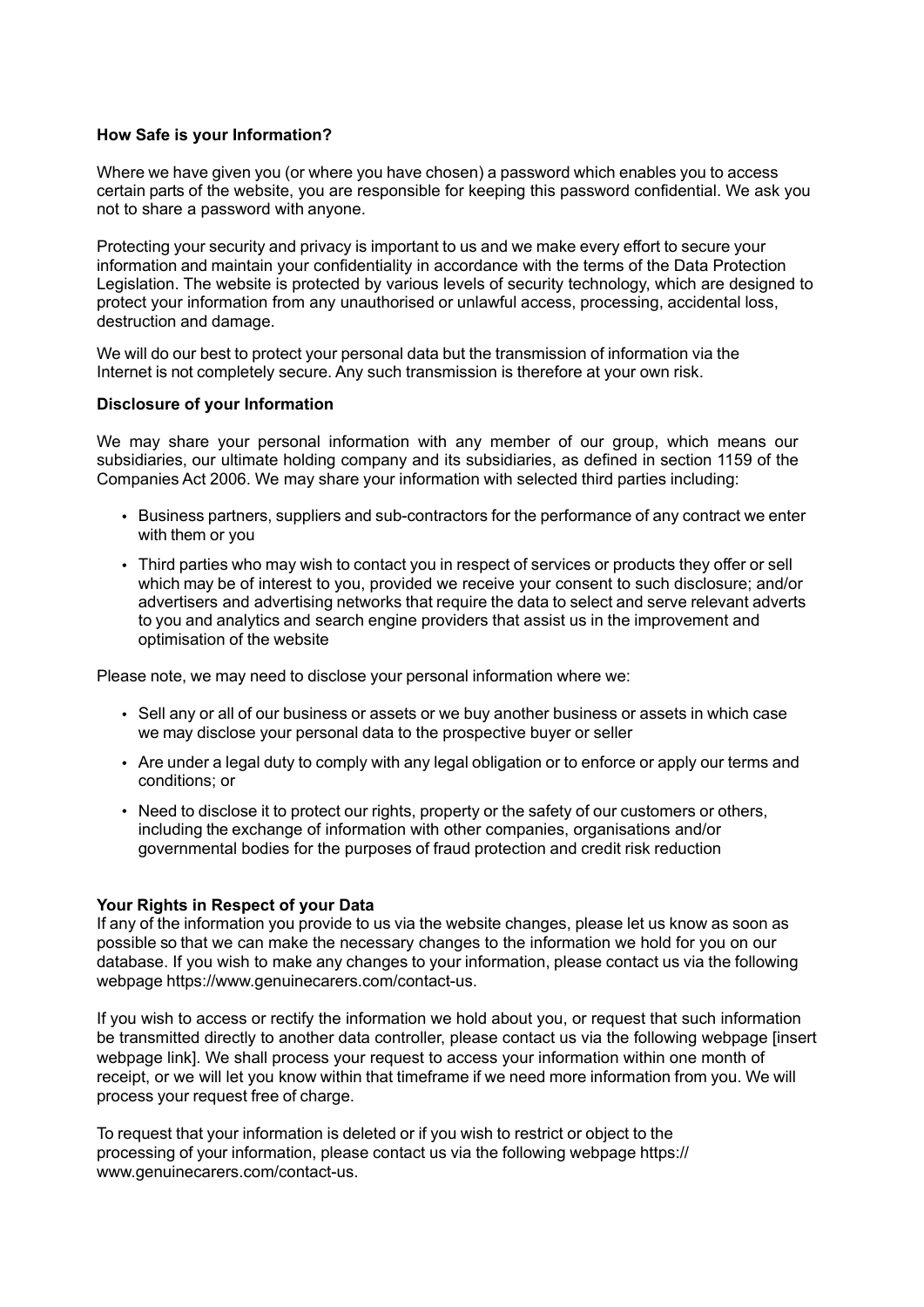**How Safe is your Information?**

Where we have given you (or where you have chosen) a password which enables you to access certain parts of the website, you are responsible for keeping this password confidential. We ask you not to share a password with anyone.

Protecting your security and privacy is important to us and we make every effort to secure your information and maintain your confidentiality in accordance with the terms of the Data Protection Legislation. The website is protected by various levels of security technology, which are designed to protect your information from any unauthorised or unlawful access, processing, accidental loss, destruction and damage.

We will do our best to protect your personal data but the transmission of information via the Internet is not completely secure. Any such transmission is therefore at your own risk.

**Disclosure of your Information**

We may share your personal information with any member of our group, which means our subsidiaries, our ultimate holding company and its subsidiaries, as defined in section 1159 of the Companies Act 2006. We may share your information with selected third parties including:

- Business partners, suppliers and sub-contractors for the performance of any contract we enter with them or you
- Third parties who may wish to contact you in respect of services or products they offer or sell which may be of interest to you, provided we receive your consent to such disclosure; and/or advertisers and advertising networks that require the data to select and serve relevant adverts to you and analytics and search engine providers that assist us in the improvement and optimisation of the website

Please note, we may need to disclose your personal information where we:

- Sell any or all of our business or assets or we buy another business or assets in which case we may disclose your personal data to the prospective buyer or seller
- Are under a legal duty to comply with any legal obligation or to enforce or apply our terms and conditions; or
- Need to disclose it to protect our rights, property or the safety of our customers or others, including the exchange of information with other companies, organisations and/or governmental bodies for the purposes of fraud protection and credit risk reduction

**Your Rights in Respect of your Data**

If any of the information you provide to us via the website changes, please let us know as soon as possible so that we can make the necessary changes to the information we hold for you on our database. If you wish to make any changes to your information, please contact us via the following webpage https://www.genuinecarers.com/contact-us.

If you wish to access or rectify the information we hold about you, or request that such information be transmitted directly to another data controller, please contact us via the following webpage [insert webpage link]. We shall process your request to access your information within one month of receipt, or we will let you know within that timeframe if we need more information from you. We will process your request free of charge.

To request that your information is deleted or if you wish to restrict or object to the processing of your information, please contact us via the following webpage https://www.genuinecarers.com/contact-us.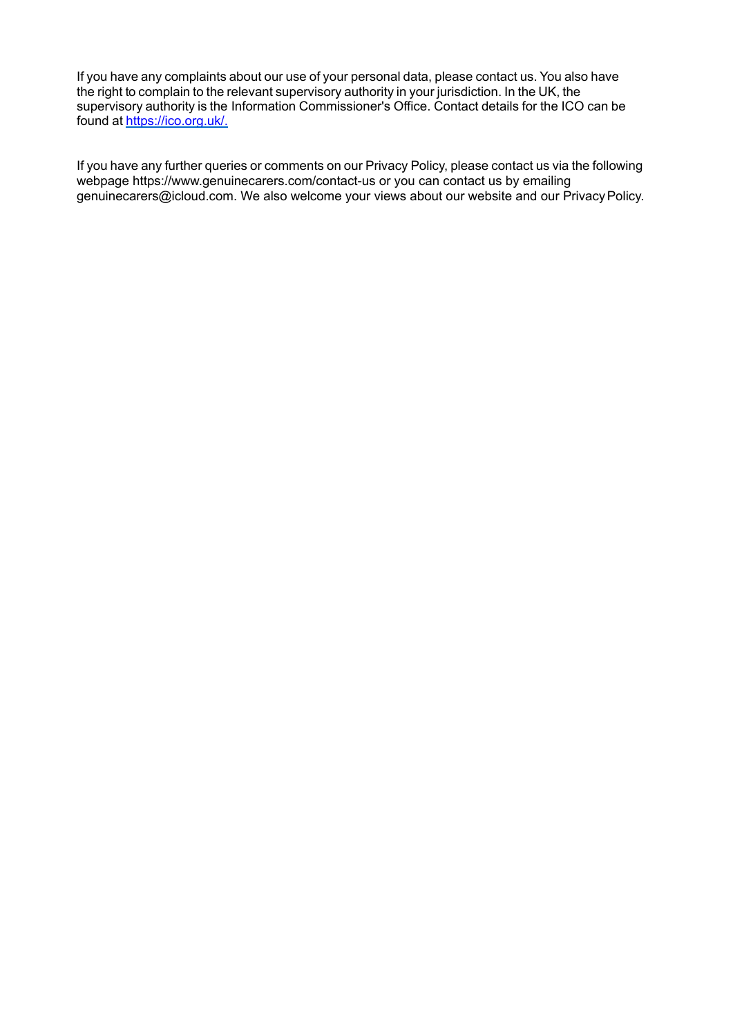If you have any complaints about our use of your personal data, please contact us. You also have the right to complain to the relevant supervisory authority in your jurisdiction. In the UK, the supervisory authority is the Information Commissioner's Office. Contact details for the ICO can be found at [https://ico.org.uk/.](https://ico.org.uk/)

If you have any further queries or comments on our Privacy Policy, please contact us via the following webpage https://www.genuinecarers.com/contact-us or you can contact us by emailing genuinecarers@icloud.com. We also welcome your views about our website and our Privacy Policy.